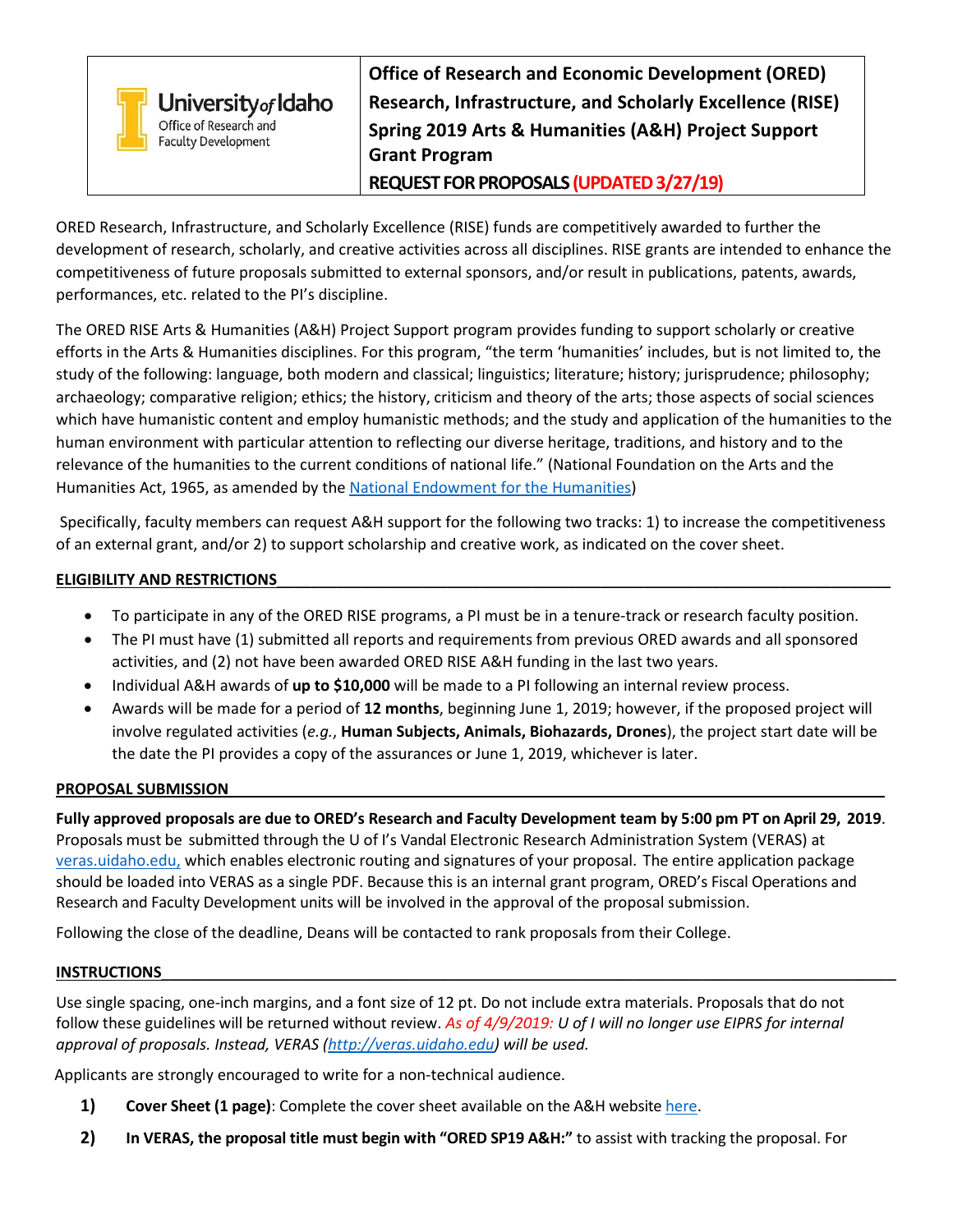University of Idaho
Office of Research and Faculty Development

**Office of Research and Economic Development (ORED)**
**Research, Infrastructure, and Scholarly Excellence (RISE)**
**Spring 2019 Arts & Humanities (A&H) Project Support Grant Program**
**REQUEST FOR PROPOSALS (UPDATED 3/27/19)**

ORED Research, Infrastructure, and Scholarly Excellence (RISE) funds are competitively awarded to further the development of research, scholarly, and creative activities across all disciplines. RISE grants are intended to enhance the competitiveness of future proposals submitted to external sponsors, and/or result in publications, patents, awards, performances, etc. related to the PI's discipline.

The ORED RISE Arts & Humanities (A&H) Project Support program provides funding to support scholarly or creative efforts in the Arts & Humanities disciplines. For this program, "the term 'humanities' includes, but is not limited to, the study of the following: language, both modern and classical; linguistics; literature; history; jurisprudence; philosophy; archaeology; comparative religion; ethics; the history, criticism and theory of the arts; those aspects of social sciences which have humanistic content and employ humanistic methods; and the study and application of the humanities to the human environment with particular attention to reflecting our diverse heritage, traditions, and history and to the relevance of the humanities to the current conditions of national life." (National Foundation on the Arts and the Humanities Act, 1965, as amended by the National Endowment for the Humanities)

Specifically, faculty members can request A&H support for the following two tracks: 1) to increase the competitiveness of an external grant, and/or 2) to support scholarship and creative work, as indicated on the cover sheet.

## ELIGIBILITY AND RESTRICTIONS

- To participate in any of the ORED RISE programs, a PI must be in a tenure-track or research faculty position.
- The PI must have (1) submitted all reports and requirements from previous ORED awards and all sponsored activities, and (2) not have been awarded ORED RISE A&H funding in the last two years.
- Individual A&H awards of **up to $10,000** will be made to a PI following an internal review process.
- Awards will be made for a period of **12 months**, beginning June 1, 2019; however, if the proposed project will involve regulated activities (*e.g.*, **Human Subjects, Animals, Biohazards, Drones**), the project start date will be the date the PI provides a copy of the assurances or June 1, 2019, whichever is later.

## PROPOSAL SUBMISSION

**Fully approved proposals are due to ORED's Research and Faculty Development team by 5:00 pm PT on April 29, 2019**. Proposals must be submitted through the U of I's Vandal Electronic Research Administration System (VERAS) at veras.uidaho.edu, which enables electronic routing and signatures of your proposal. The entire application package should be loaded into VERAS as a single PDF. Because this is an internal grant program, ORED's Fiscal Operations and Research and Faculty Development units will be involved in the approval of the proposal submission.

Following the close of the deadline, Deans will be contacted to rank proposals from their College.

## INSTRUCTIONS

Use single spacing, one-inch margins, and a font size of 12 pt. Do not include extra materials. Proposals that do not follow these guidelines will be returned without review. *As of 4/9/2019: U of I will no longer use EIPRS for internal approval of proposals. Instead, VERAS (http://veras.uidaho.edu) will be used.*

Applicants are strongly encouraged to write for a non-technical audience.

1) **Cover Sheet (1 page)**: Complete the cover sheet available on the A&H website here.
2) **In VERAS, the proposal title must begin with "ORED SP19 A&H:"** to assist with tracking the proposal. For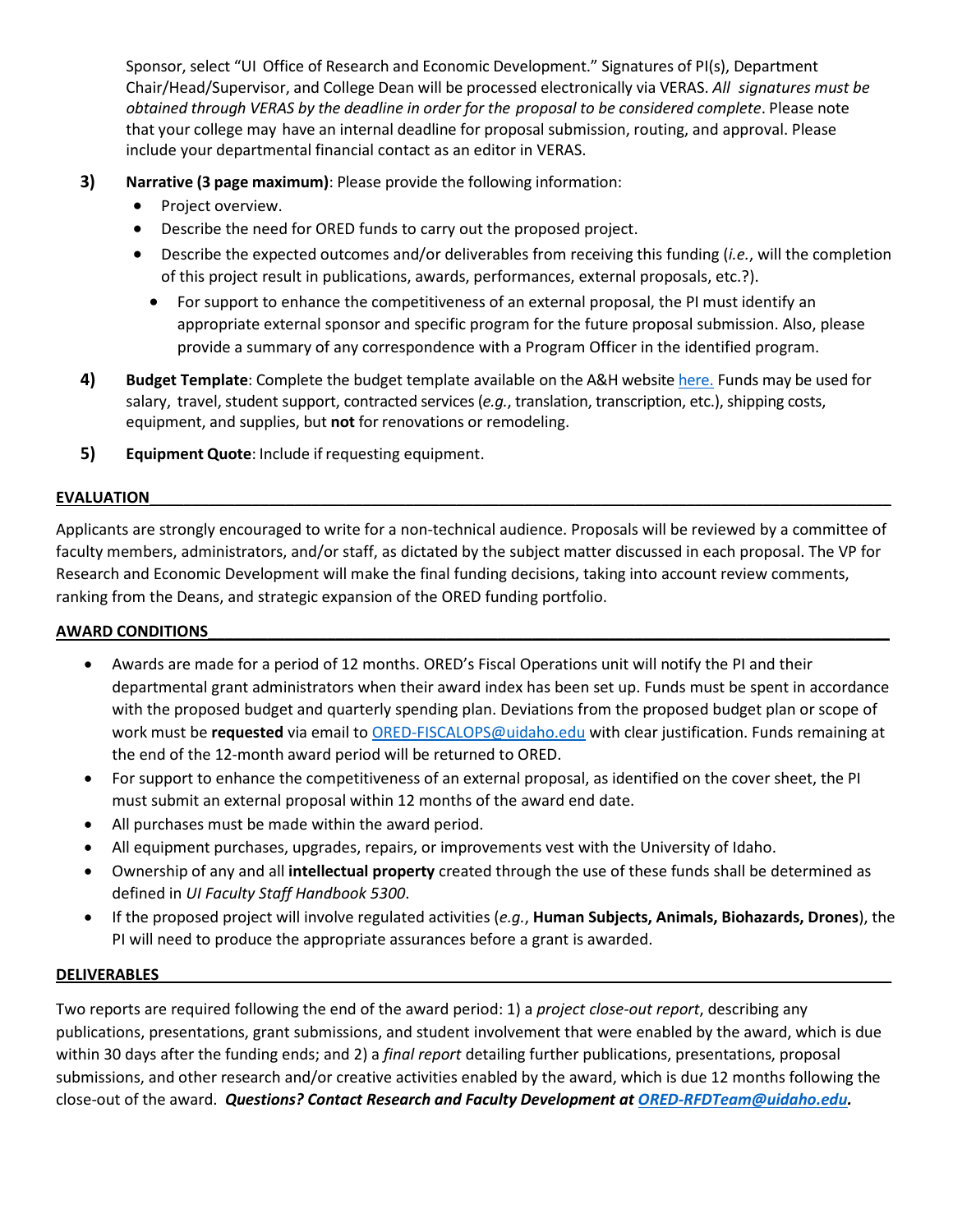Sponsor, select "UI Office of Research and Economic Development." Signatures of PI(s), Department Chair/Head/Supervisor, and College Dean will be processed electronically via VERAS. *All signatures must be obtained through VERAS by the deadline in order for the proposal to be considered complete*. Please note that your college may have an internal deadline for proposal submission, routing, and approval. Please include your departmental financial contact as an editor in VERAS.

3) **Narrative (3 page maximum)**: Please provide the following information:
   - Project overview.
   - Describe the need for ORED funds to carry out the proposed project.
   - Describe the expected outcomes and/or deliverables from receiving this funding (*i.e.*, will the completion of this project result in publications, awards, performances, external proposals, etc.?).
     - For support to enhance the competitiveness of an external proposal, the PI must identify an appropriate external sponsor and specific program for the future proposal submission. Also, please provide a summary of any correspondence with a Program Officer in the identified program.

4) **Budget Template**: Complete the budget template available on the A&H website here. Funds may be used for salary, travel, student support, contracted services (*e.g.*, translation, transcription, etc.), shipping costs, equipment, and supplies, but **not** for renovations or remodeling.

5) **Equipment Quote**: Include if requesting equipment.

## EVALUATION

Applicants are strongly encouraged to write for a non-technical audience. Proposals will be reviewed by a committee of faculty members, administrators, and/or staff, as dictated by the subject matter discussed in each proposal. The VP for Research and Economic Development will make the final funding decisions, taking into account review comments, ranking from the Deans, and strategic expansion of the ORED funding portfolio.

## AWARD CONDITIONS

- Awards are made for a period of 12 months. ORED's Fiscal Operations unit will notify the PI and their departmental grant administrators when their award index has been set up. Funds must be spent in accordance with the proposed budget and quarterly spending plan. Deviations from the proposed budget plan or scope of work must be **requested** via email to ORED-FISCALOPS@uidaho.edu with clear justification. Funds remaining at the end of the 12-month award period will be returned to ORED.
- For support to enhance the competitiveness of an external proposal, as identified on the cover sheet, the PI must submit an external proposal within 12 months of the award end date.
- All purchases must be made within the award period.
- All equipment purchases, upgrades, repairs, or improvements vest with the University of Idaho.
- Ownership of any and all **intellectual property** created through the use of these funds shall be determined as defined in *UI Faculty Staff Handbook 5300*.
- If the proposed project will involve regulated activities (*e.g.*, **Human Subjects, Animals, Biohazards, Drones**), the PI will need to produce the appropriate assurances before a grant is awarded.

## DELIVERABLES

Two reports are required following the end of the award period: 1) a *project close-out report*, describing any publications, presentations, grant submissions, and student involvement that were enabled by the award, which is due within 30 days after the funding ends; and 2) a *final report* detailing further publications, presentations, proposal submissions, and other research and/or creative activities enabled by the award, which is due 12 months following the close-out of the award. ***Questions? Contact Research and Faculty Development at ORED-RFDTeam@uidaho.edu.***